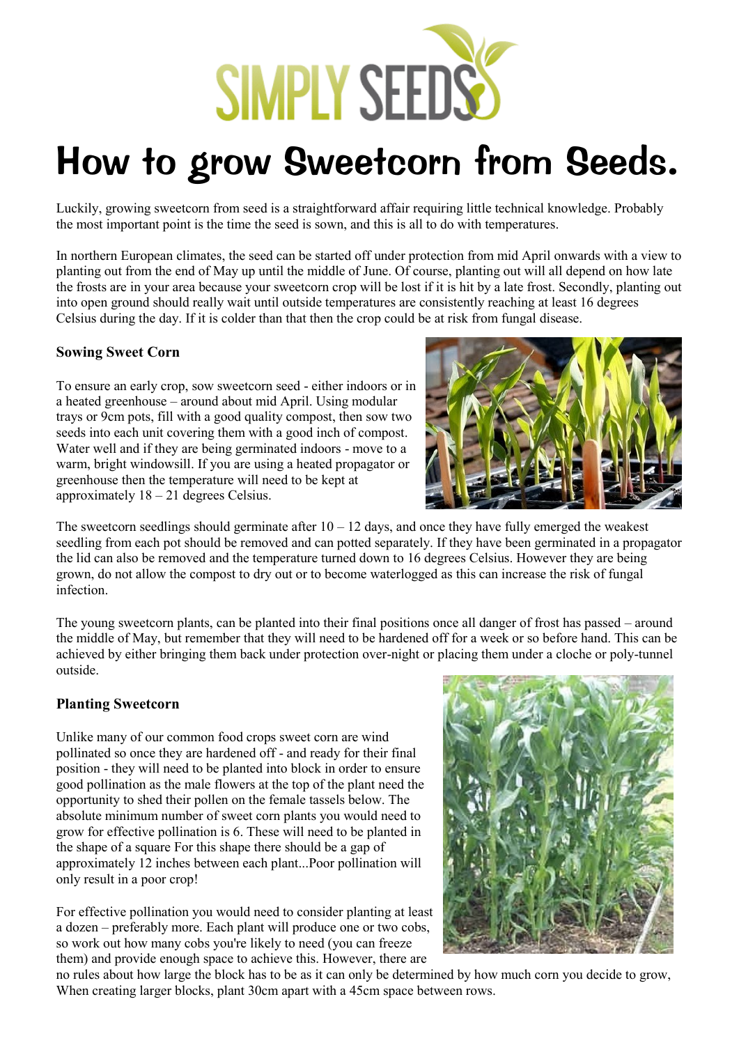SIMPLY SEEDS

# How to grow Sweetcorn from Seeds.

Luckily, growing sweetcorn from seed is a straightforward affair requiring little technical knowledge. Probably the most important point is the time the seed is sown, and this is all to do with temperatures.

In northern European climates, the seed can be started off under protection from mid April onwards with a view to planting out from the end of May up until the middle of June. Of course, planting out will all depend on how late the frosts are in your area because your sweetcorn crop will be lost if it is hit by a late frost. Secondly, planting out into open ground should really wait until outside temperatures are consistently reaching at least 16 degrees Celsius during the day. If it is colder than that then the crop could be at risk from fungal disease.

### Sowing Sweet Corn

To ensure an early crop, sow sweetcorn seed - either indoors or in a heated greenhouse – around about mid April. Using modular trays or 9cm pots, fill with a good quality compost, then sow two seeds into each unit covering them with a good inch of compost. Water well and if they are being germinated indoors - move to a warm, bright windowsill. If you are using a heated propagator or greenhouse then the temperature will need to be kept at approximately 18 – 21 degrees Celsius.

The sweetcorn seedlings should germinate after 10 – 12 days, and once they have fully emerged the weakest seedling from each pot should be removed and can potted separately. If they have been germinated in a propagator the lid can also be removed and the temperature turned down to 16 degrees Celsius. However they are being grown, do not allow the compost to dry out or to become waterlogged as this can increase the risk of fungal infection.

The young sweetcorn plants, can be planted into their final positions once all danger of frost has passed – around the middle of May, but remember that they will need to be hardened off for a week or so before hand. This can be achieved by either bringing them back under protection over-night or placing them under a cloche or poly-tunnel outside.

### Planting Sweetcorn

Unlike many of our common food crops sweet corn are wind pollinated so once they are hardened off - and ready for their final position - they will need to be planted into block in order to ensure good pollination as the male flowers at the top of the plant need the opportunity to shed their pollen on the female tassels below. The absolute minimum number of sweet corn plants you would need to grow for effective pollination is 6. These will need to be planted in the shape of a square For this shape there should be a gap of approximately 12 inches between each plant...Poor pollination will only result in a poor crop!

For effective pollination you would need to consider planting at least a dozen – preferably more. Each plant will produce one or two cobs, so work out how many cobs you're likely to need (you can freeze them) and provide enough space to achieve this. However, there are no rules about how large the block has to be as it can only be determined by how much corn you decide to grow, When creating larger blocks, plant 30cm apart with a 45cm space between rows.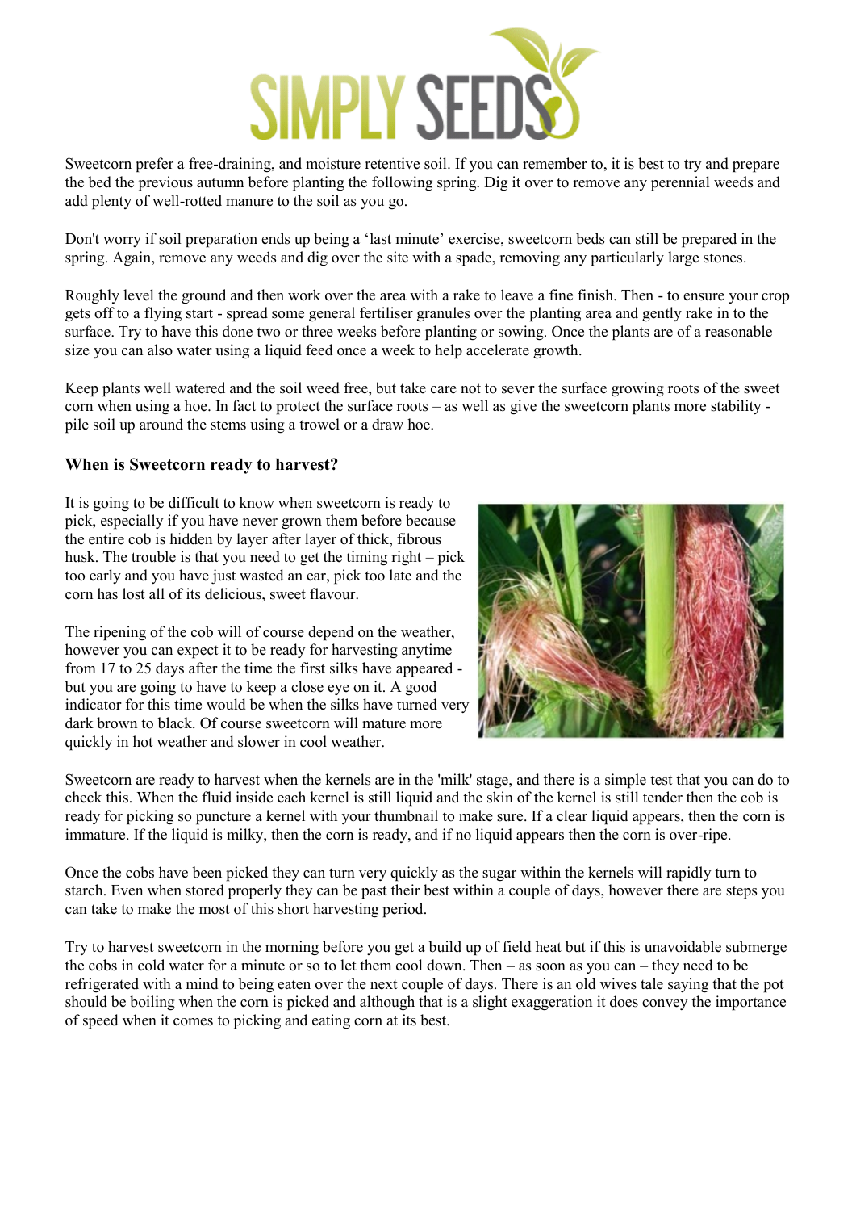Sweetcorn prefer a free-draining, and moisture retentive soil. If you can remember to, it is best to try and prepare the bed the previous autumn before planting the following spring. Dig it over to remove any perennial weeds and add plenty of well-rotted manure to the soil as you go.

Don't worry if soil preparation ends up being a 'last minute' exercise, sweetcorn beds can still be prepared in the spring. Again, remove any weeds and dig over the site with a spade, removing any particularly large stones.

Roughly level the ground and then work over the area with a rake to leave a fine finish. Then - to ensure your crop gets off to a flying start - spread some general fertiliser granules over the planting area and gently rake in to the surface. Try to have this done two or three weeks before planting or sowing. Once the plants are of a reasonable size you can also water using a liquid feed once a week to help accelerate growth.

Keep plants well watered and the soil weed free, but take care not to sever the surface growing roots of the sweet corn when using a hoe. In fact to protect the surface roots – as well as give the sweetcorn plants more stability - pile soil up around the stems using a trowel or a draw hoe.

### When is Sweetcorn ready to harvest?

It is going to be difficult to know when sweetcorn is ready to pick, especially if you have never grown them before because the entire cob is hidden by layer after layer of thick, fibrous husk. The trouble is that you need to get the timing right – pick too early and you have just wasted an ear, pick too late and the corn has lost all of its delicious, sweet flavour.

The ripening of the cob will of course depend on the weather, however you can expect it to be ready for harvesting anytime from 17 to 25 days after the time the first silks have appeared - but you are going to have to keep a close eye on it. A good indicator for this time would be when the silks have turned very dark brown to black. Of course sweetcorn will mature more quickly in hot weather and slower in cool weather.

Sweetcorn are ready to harvest when the kernels are in the 'milk' stage, and there is a simple test that you can do to check this. When the fluid inside each kernel is still liquid and the skin of the kernel is still tender then the cob is ready for picking so puncture a kernel with your thumbnail to make sure. If a clear liquid appears, then the corn is immature. If the liquid is milky, then the corn is ready, and if no liquid appears then the corn is over-ripe.

Once the cobs have been picked they can turn very quickly as the sugar within the kernels will rapidly turn to starch. Even when stored properly they can be past their best within a couple of days, however there are steps you can take to make the most of this short harvesting period.

Try to harvest sweetcorn in the morning before you get a build up of field heat but if this is unavoidable submerge the cobs in cold water for a minute or so to let them cool down. Then – as soon as you can – they need to be refrigerated with a mind to being eaten over the next couple of days. There is an old wives tale saying that the pot should be boiling when the corn is picked and although that is a slight exaggeration it does convey the importance of speed when it comes to picking and eating corn at its best.